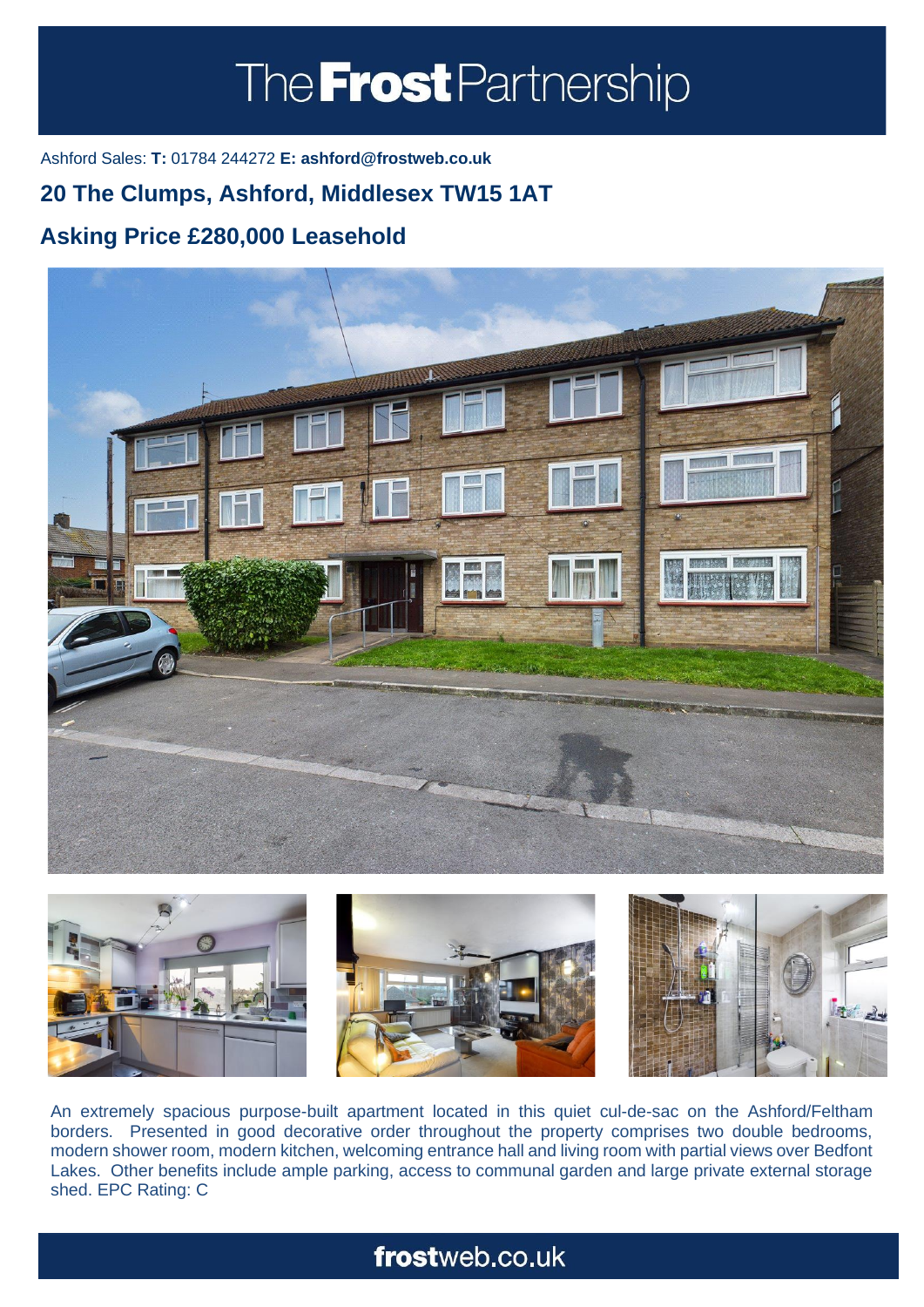# The Frost Partnership

Ashford Sales: **T:** 01784 244272 **E: ashford@frostweb.co.uk**

## 20 The Clumps, Ashford, Middlesex TW15 1AT

## Asking Price £280,000 Leasehold

An extremely spacious purpose-built apartment located in this quiet cul-de-sac on the Ashford/Feltham borders. Presented in good decorative order throughout the property comprises two double bedrooms, modern shower room, modern kitchen, welcoming entrance hall and living room with partial views over Bedfont Lakes. Other benefits include ample parking, access to communal garden and large private external storage shed. EPC Rating: C

**frost**web.co.uk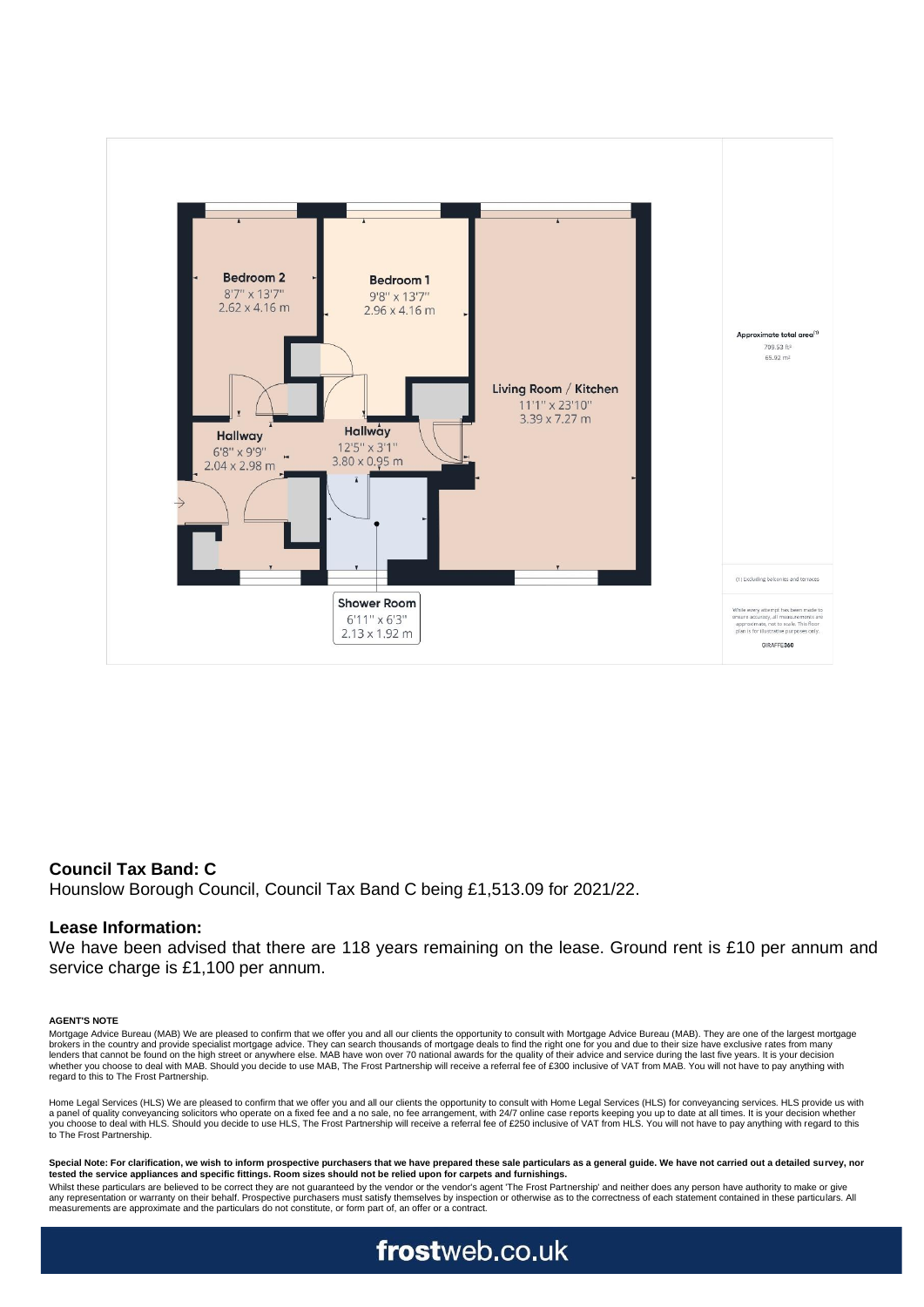Bedroom 2
8'7" x 13'7"
2.62 x 4.16 m

Bedroom 1
9'8" x 13'7"
2.96 x 4.16 m

Living Room / Kitchen
11'1" x 23'10"
3.39 x 7.27 m

Hallway
6'8" x 9'9"
2.04 x 2.98 m

Hallway
12'5" x 3'1"
3.80 x 0.95 m

Shower Room
6'11" x 6'3"
2.13 x 1.92 m

Approximate total area[1]
709.53 ft²
65.92 m²

(1) Excluding balconies and terraces

While every attempt has been made to ensure accuracy, all measurements are approximate, not to scale. This floor plan is for illustrative purposes only.

GIRAFFE360

**Council Tax Band: C**

Hounslow Borough Council, Council Tax Band C being £1,513.09 for 2021/22.

**Lease Information:**

We have been advised that there are 118 years remaining on the lease. Ground rent is £10 per annum and service charge is £1,100 per annum.

**AGENT'S NOTE**

Mortgage Advice Bureau (MAB) We are pleased to confirm that we offer you and all our clients the opportunity to consult with Mortgage Advice Bureau (MAB). They are one of the largest mortgage brokers in the country and provide specialist mortgage advice. They can search thousands of mortgage deals to find the right one for you and due to their size have exclusive rates from many lenders that cannot be found on the high street or anywhere else. MAB have won over 70 national awards for the quality of their advice and service during the last five years. It is your decision whether you choose to deal with MAB. Should you decide to use MAB, The Frost Partnership will receive a referral fee of £300 inclusive of VAT from MAB. You will not have to pay anything with regard to this to The Frost Partnership.

Home Legal Services (HLS) We are pleased to confirm that we offer you and all our clients the opportunity to consult with Home Legal Services (HLS) for conveyancing services. HLS provide us with a panel of quality conveyancing solicitors who operate on a fixed fee and a no sale, no fee arrangement, with 24/7 online case reports keeping you up to date at all times. It is your decision whether you choose to deal with HLS. Should you decide to use HLS, The Frost Partnership will receive a referral fee of £250 inclusive of VAT from HLS. You will not have to pay anything with regard to this to The Frost Partnership.

**Special Note: For clarification, we wish to inform prospective purchasers that we have prepared these sale particulars as a general guide. We have not carried out a detailed survey, nor tested the service appliances and specific fittings. Room sizes should not be relied upon for carpets and furnishings.**

Whilst these particulars are believed to be correct they are not guaranteed by the vendor or the vendor's agent 'The Frost Partnership' and neither does any person have authority to make or give any representation or warranty on their behalf. Prospective purchasers must satisfy themselves by inspection or otherwise as to the correctness of each statement contained in these particulars. All measurements are approximate and the particulars do not constitute, or form part of, an offer or a contract.

frostweb.co.uk